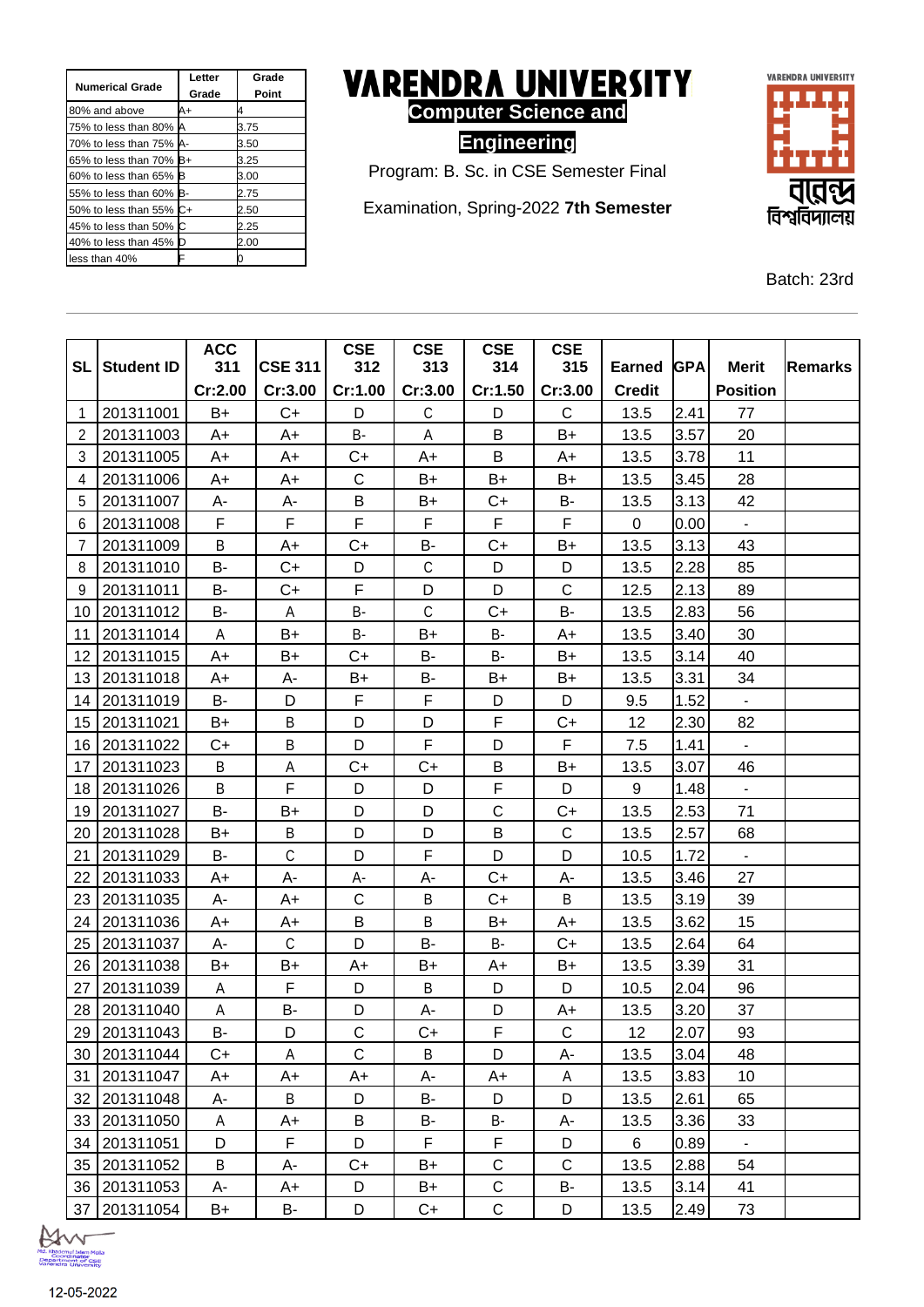| Numerical Grade | Letter Grade | Grade Point |
|---|---|---|
| 80% and above | A+ | 4 |
| 75% to less than 80% | A | 3.75 |
| 70% to less than 75% | A- | 3.50 |
| 65% to less than 70% | B+ | 3.25 |
| 60% to less than 65% | B | 3.00 |
| 55% to less than 60% | B- | 2.75 |
| 50% to less than 55% | C+ | 2.50 |
| 45% to less than 50% | C | 2.25 |
| 40% to less than 45% | D | 2.00 |
| less than 40% | F | 0 |

# VARENDRA UNIVERSITY

## Computer Science and Engineering

Program: B. Sc. in CSE Semester Final

Examination, Spring-2022 **7th Semester**

বারেন্দ্র বিশ্ববিদ্যালয়

Batch: 23rd

| SL | Student ID | ACC 311 Cr:2.00 | CSE 311 Cr:3.00 | CSE 312 Cr:1.00 | CSE 313 Cr:3.00 | CSE 314 Cr:1.50 | CSE 315 Cr:3.00 | Earned Credit | GPA | Merit Position | Remarks |
|---|---|---|---|---|---|---|---|---|---|---|---|
| 1 | 201311001 | B+ | C+ | D | C | D | C | 13.5 | 2.41 | 77 | |
| 2 | 201311003 | A+ | A+ | B- | A | B | B+ | 13.5 | 3.57 | 20 | |
| 3 | 201311005 | A+ | A+ | C+ | A+ | B | A+ | 13.5 | 3.78 | 11 | |
| 4 | 201311006 | A+ | A+ | C | B+ | B+ | B+ | 13.5 | 3.45 | 28 | |
| 5 | 201311007 | A- | A- | B | B+ | C+ | B- | 13.5 | 3.13 | 42 | |
| 6 | 201311008 | F | F | F | F | F | F | 0 | 0.00 | - | |
| 7 | 201311009 | B | A+ | C+ | B- | C+ | B+ | 13.5 | 3.13 | 43 | |
| 8 | 201311010 | B- | C+ | D | C | D | D | 13.5 | 2.28 | 85 | |
| 9 | 201311011 | B- | C+ | F | D | D | C | 12.5 | 2.13 | 89 | |
| 10 | 201311012 | B- | A | B- | C | C+ | B- | 13.5 | 2.83 | 56 | |
| 11 | 201311014 | A | B+ | B- | B+ | B- | A+ | 13.5 | 3.40 | 30 | |
| 12 | 201311015 | A+ | B+ | C+ | B- | B- | B+ | 13.5 | 3.14 | 40 | |
| 13 | 201311018 | A+ | A- | B+ | B- | B+ | B+ | 13.5 | 3.31 | 34 | |
| 14 | 201311019 | B- | D | F | F | D | D | 9.5 | 1.52 | - | |
| 15 | 201311021 | B+ | B | D | D | F | C+ | 12 | 2.30 | 82 | |
| 16 | 201311022 | C+ | B | D | F | D | F | 7.5 | 1.41 | - | |
| 17 | 201311023 | B | A | C+ | C+ | B | B+ | 13.5 | 3.07 | 46 | |
| 18 | 201311026 | B | F | D | D | F | D | 9 | 1.48 | - | |
| 19 | 201311027 | B- | B+ | D | D | C | C+ | 13.5 | 2.53 | 71 | |
| 20 | 201311028 | B+ | B | D | D | B | C | 13.5 | 2.57 | 68 | |
| 21 | 201311029 | B- | C | D | F | D | D | 10.5 | 1.72 | - | |
| 22 | 201311033 | A+ | A- | A- | A- | C+ | A- | 13.5 | 3.46 | 27 | |
| 23 | 201311035 | A- | A+ | C | B | C+ | B | 13.5 | 3.19 | 39 | |
| 24 | 201311036 | A+ | A+ | B | B | B+ | A+ | 13.5 | 3.62 | 15 | |
| 25 | 201311037 | A- | C | D | B- | B- | C+ | 13.5 | 2.64 | 64 | |
| 26 | 201311038 | B+ | B+ | A+ | B+ | A+ | B+ | 13.5 | 3.39 | 31 | |
| 27 | 201311039 | A | F | D | B | D | D | 10.5 | 2.04 | 96 | |
| 28 | 201311040 | A | B- | D | A- | D | A+ | 13.5 | 3.20 | 37 | |
| 29 | 201311043 | B- | D | C | C+ | F | C | 12 | 2.07 | 93 | |
| 30 | 201311044 | C+ | A | C | B | D | A- | 13.5 | 3.04 | 48 | |
| 31 | 201311047 | A+ | A+ | A+ | A- | A+ | A | 13.5 | 3.83 | 10 | |
| 32 | 201311048 | A- | B | D | B- | D | D | 13.5 | 2.61 | 65 | |
| 33 | 201311050 | A | A+ | B | B- | B- | A- | 13.5 | 3.36 | 33 | |
| 34 | 201311051 | D | F | D | F | F | D | 6 | 0.89 | - | |
| 35 | 201311052 | B | A- | C+ | B+ | C | C | 13.5 | 2.88 | 54 | |
| 36 | 201311053 | A- | A+ | D | B+ | C | B- | 13.5 | 3.14 | 41 | |
| 37 | 201311054 | B+ | B- | D | C+ | C | D | 13.5 | 2.49 | 73 | |

Md. Khademul Islam Molla
Coordinator
Department of CSE
Varendra University

12-05-2022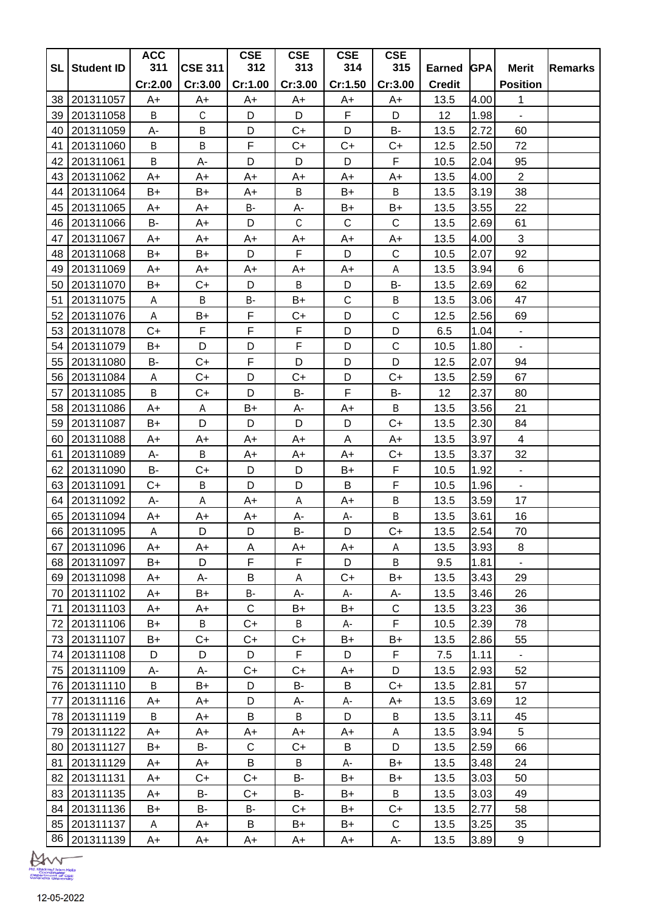| SL | Student ID | ACC 311 Cr:2.00 | CSE 311 Cr:3.00 | CSE 312 Cr:1.00 | CSE 313 Cr:3.00 | CSE 314 Cr:1.50 | CSE 315 Cr:3.00 | Earned Credit | GPA | Merit Position | Remarks |
|---|---|---|---|---|---|---|---|---|---|---|---|
| 38 | 201311057 | A+ | A+ | A+ | A+ | A+ | A+ | 13.5 | 4.00 | 1 | |
| 39 | 201311058 | B | C | D | D | F | D | 12 | 1.98 | - | |
| 40 | 201311059 | A- | B | D | C+ | D | B- | 13.5 | 2.72 | 60 | |
| 41 | 201311060 | B | B | F | C+ | C+ | C+ | 12.5 | 2.50 | 72 | |
| 42 | 201311061 | B | A- | D | D | D | F | 10.5 | 2.04 | 95 | |
| 43 | 201311062 | A+ | A+ | A+ | A+ | A+ | A+ | 13.5 | 4.00 | 2 | |
| 44 | 201311064 | B+ | B+ | A+ | B | B+ | B | 13.5 | 3.19 | 38 | |
| 45 | 201311065 | A+ | A+ | B- | A- | B+ | B+ | 13.5 | 3.55 | 22 | |
| 46 | 201311066 | B- | A+ | D | C | C | C | 13.5 | 2.69 | 61 | |
| 47 | 201311067 | A+ | A+ | A+ | A+ | A+ | A+ | 13.5 | 4.00 | 3 | |
| 48 | 201311068 | B+ | B+ | D | F | D | C | 10.5 | 2.07 | 92 | |
| 49 | 201311069 | A+ | A+ | A+ | A+ | A+ | A | 13.5 | 3.94 | 6 | |
| 50 | 201311070 | B+ | C+ | D | B | D | B- | 13.5 | 2.69 | 62 | |
| 51 | 201311075 | A | B | B- | B+ | C | B | 13.5 | 3.06 | 47 | |
| 52 | 201311076 | A | B+ | F | C+ | D | C | 12.5 | 2.56 | 69 | |
| 53 | 201311078 | C+ | F | F | F | D | D | 6.5 | 1.04 | - | |
| 54 | 201311079 | B+ | D | D | F | D | C | 10.5 | 1.80 | - | |
| 55 | 201311080 | B- | C+ | F | D | D | D | 12.5 | 2.07 | 94 | |
| 56 | 201311084 | A | C+ | D | C+ | D | C+ | 13.5 | 2.59 | 67 | |
| 57 | 201311085 | B | C+ | D | B- | F | B- | 12 | 2.37 | 80 | |
| 58 | 201311086 | A+ | A | B+ | A- | A+ | B | 13.5 | 3.56 | 21 | |
| 59 | 201311087 | B+ | D | D | D | D | C+ | 13.5 | 2.30 | 84 | |
| 60 | 201311088 | A+ | A+ | A+ | A+ | A | A+ | 13.5 | 3.97 | 4 | |
| 61 | 201311089 | A- | B | A+ | A+ | A+ | C+ | 13.5 | 3.37 | 32 | |
| 62 | 201311090 | B- | C+ | D | D | B+ | F | 10.5 | 1.92 | - | |
| 63 | 201311091 | C+ | B | D | D | B | F | 10.5 | 1.96 | - | |
| 64 | 201311092 | A- | A | A+ | A | A+ | B | 13.5 | 3.59 | 17 | |
| 65 | 201311094 | A+ | A+ | A+ | A- | A- | B | 13.5 | 3.61 | 16 | |
| 66 | 201311095 | A | D | D | B- | D | C+ | 13.5 | 2.54 | 70 | |
| 67 | 201311096 | A+ | A+ | A | A+ | A+ | A | 13.5 | 3.93 | 8 | |
| 68 | 201311097 | B+ | D | F | F | D | B | 9.5 | 1.81 | - | |
| 69 | 201311098 | A+ | A- | B | A | C+ | B+ | 13.5 | 3.43 | 29 | |
| 70 | 201311102 | A+ | B+ | B- | A- | A- | A- | 13.5 | 3.46 | 26 | |
| 71 | 201311103 | A+ | A+ | C | B+ | B+ | C | 13.5 | 3.23 | 36 | |
| 72 | 201311106 | B+ | B | C+ | B | A- | F | 10.5 | 2.39 | 78 | |
| 73 | 201311107 | B+ | C+ | C+ | C+ | B+ | B+ | 13.5 | 2.86 | 55 | |
| 74 | 201311108 | D | D | D | F | D | F | 7.5 | 1.11 | - | |
| 75 | 201311109 | A- | A- | C+ | C+ | A+ | D | 13.5 | 2.93 | 52 | |
| 76 | 201311110 | B | B+ | D | B- | B | C+ | 13.5 | 2.81 | 57 | |
| 77 | 201311116 | A+ | A+ | D | A- | A- | A+ | 13.5 | 3.69 | 12 | |
| 78 | 201311119 | B | A+ | B | B | D | B | 13.5 | 3.11 | 45 | |
| 79 | 201311122 | A+ | A+ | A+ | A+ | A+ | A | 13.5 | 3.94 | 5 | |
| 80 | 201311127 | B+ | B- | C | C+ | B | D | 13.5 | 2.59 | 66 | |
| 81 | 201311129 | A+ | A+ | B | B | A- | B+ | 13.5 | 3.48 | 24 | |
| 82 | 201311131 | A+ | C+ | C+ | B- | B+ | B+ | 13.5 | 3.03 | 50 | |
| 83 | 201311135 | A+ | B- | C+ | B- | B+ | B | 13.5 | 3.03 | 49 | |
| 84 | 201311136 | B+ | B- | B- | C+ | B+ | C+ | 13.5 | 2.77 | 58 | |
| 85 | 201311137 | A | A+ | B | B+ | B+ | C | 13.5 | 3.25 | 35 | |
| 86 | 201311139 | A+ | A+ | A+ | A+ | A+ | A- | 13.5 | 3.89 | 9 | |

Md. Khademul Islam Molla
Coordinator
Department of CSE
Varendra University

12-05-2022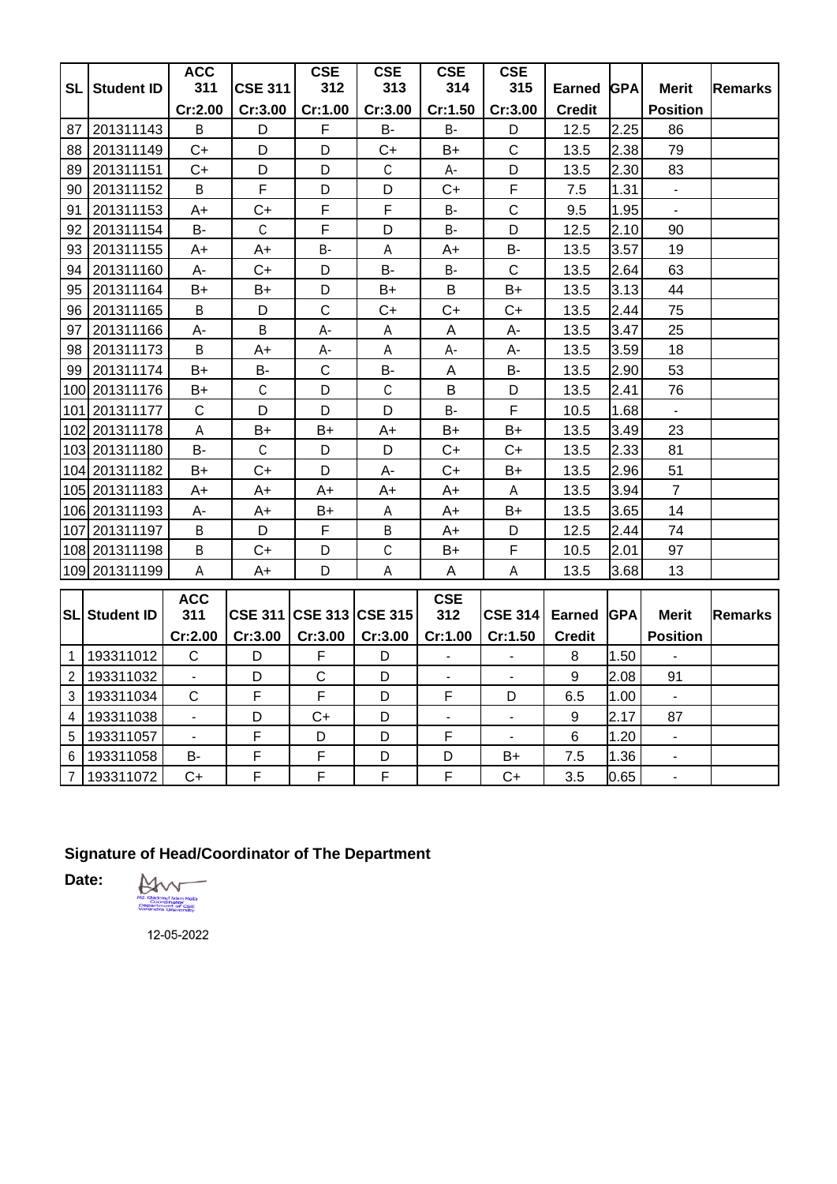| SL | Student ID | ACC 311 | CSE 311 | CSE 312 | CSE 313 | CSE 314 | CSE 315 | Earned | GPA | Merit | Remarks |
|---|---|---|---|---|---|---|---|---|---|---|---|
| | | Cr:2.00 | Cr:3.00 | Cr:1.00 | Cr:3.00 | Cr:1.50 | Cr:3.00 | Credit | | Position | |
| 87 | 201311143 | B | D | F | B- | B- | D | 12.5 | 2.25 | 86 | |
| 88 | 201311149 | C+ | D | D | C+ | B+ | C | 13.5 | 2.38 | 79 | |
| 89 | 201311151 | C+ | D | D | C | A- | D | 13.5 | 2.30 | 83 | |
| 90 | 201311152 | B | F | D | D | C+ | F | 7.5 | 1.31 | - | |
| 91 | 201311153 | A+ | C+ | F | F | B- | C | 9.5 | 1.95 | - | |
| 92 | 201311154 | B- | C | F | D | B- | D | 12.5 | 2.10 | 90 | |
| 93 | 201311155 | A+ | A+ | B- | A | A+ | B- | 13.5 | 3.57 | 19 | |
| 94 | 201311160 | A- | C+ | D | B- | B- | C | 13.5 | 2.64 | 63 | |
| 95 | 201311164 | B+ | B+ | D | B+ | B | B+ | 13.5 | 3.13 | 44 | |
| 96 | 201311165 | B | D | C | C+ | C+ | C+ | 13.5 | 2.44 | 75 | |
| 97 | 201311166 | A- | B | A- | A | A | A- | 13.5 | 3.47 | 25 | |
| 98 | 201311173 | B | A+ | A- | A | A- | A- | 13.5 | 3.59 | 18 | |
| 99 | 201311174 | B+ | B- | C | B- | A | B- | 13.5 | 2.90 | 53 | |
| 100 | 201311176 | B+ | C | D | C | B | D | 13.5 | 2.41 | 76 | |
| 101 | 201311177 | C | D | D | D | B- | F | 10.5 | 1.68 | - | |
| 102 | 201311178 | A | B+ | B+ | A+ | B+ | B+ | 13.5 | 3.49 | 23 | |
| 103 | 201311180 | B- | C | D | D | C+ | C+ | 13.5 | 2.33 | 81 | |
| 104 | 201311182 | B+ | C+ | D | A- | C+ | B+ | 13.5 | 2.96 | 51 | |
| 105 | 201311183 | A+ | A+ | A+ | A+ | A+ | A | 13.5 | 3.94 | 7 | |
| 106 | 201311193 | A- | A+ | B+ | A | A+ | B+ | 13.5 | 3.65 | 14 | |
| 107 | 201311197 | B | D | F | B | A+ | D | 12.5 | 2.44 | 74 | |
| 108 | 201311198 | B | C+ | D | C | B+ | F | 10.5 | 2.01 | 97 | |
| 109 | 201311199 | A | A+ | D | A | A | A | 13.5 | 3.68 | 13 | |

| SL | Student ID | ACC 311 | CSE 311 | CSE 313 | CSE 315 | CSE 312 | CSE 314 | Earned | GPA | Merit | Remarks |
|---|---|---|---|---|---|---|---|---|---|---|---|
| | | Cr:2.00 | Cr:3.00 | Cr:3.00 | Cr:3.00 | Cr:1.00 | Cr:1.50 | Credit | | Position | |
| 1 | 193311012 | C | D | F | D | - | - | 8 | 1.50 | - | |
| 2 | 193311032 | - | D | C | D | - | - | 9 | 2.08 | 91 | |
| 3 | 193311034 | C | F | F | D | F | D | 6.5 | 1.00 | - | |
| 4 | 193311038 | - | D | C+ | D | - | - | 9 | 2.17 | 87 | |
| 5 | 193311057 | - | F | D | D | F | - | 6 | 1.20 | - | |
| 6 | 193311058 | B- | F | F | D | D | B+ | 7.5 | 1.36 | - | |
| 7 | 193311072 | C+ | F | F | F | F | C+ | 3.5 | 0.65 | - | |

**Signature of Head/Coordinator of The Department**

**Date:**

Md. Khademul Islam Molla
Coordinator
Department of CSE
Varendra University

12-05-2022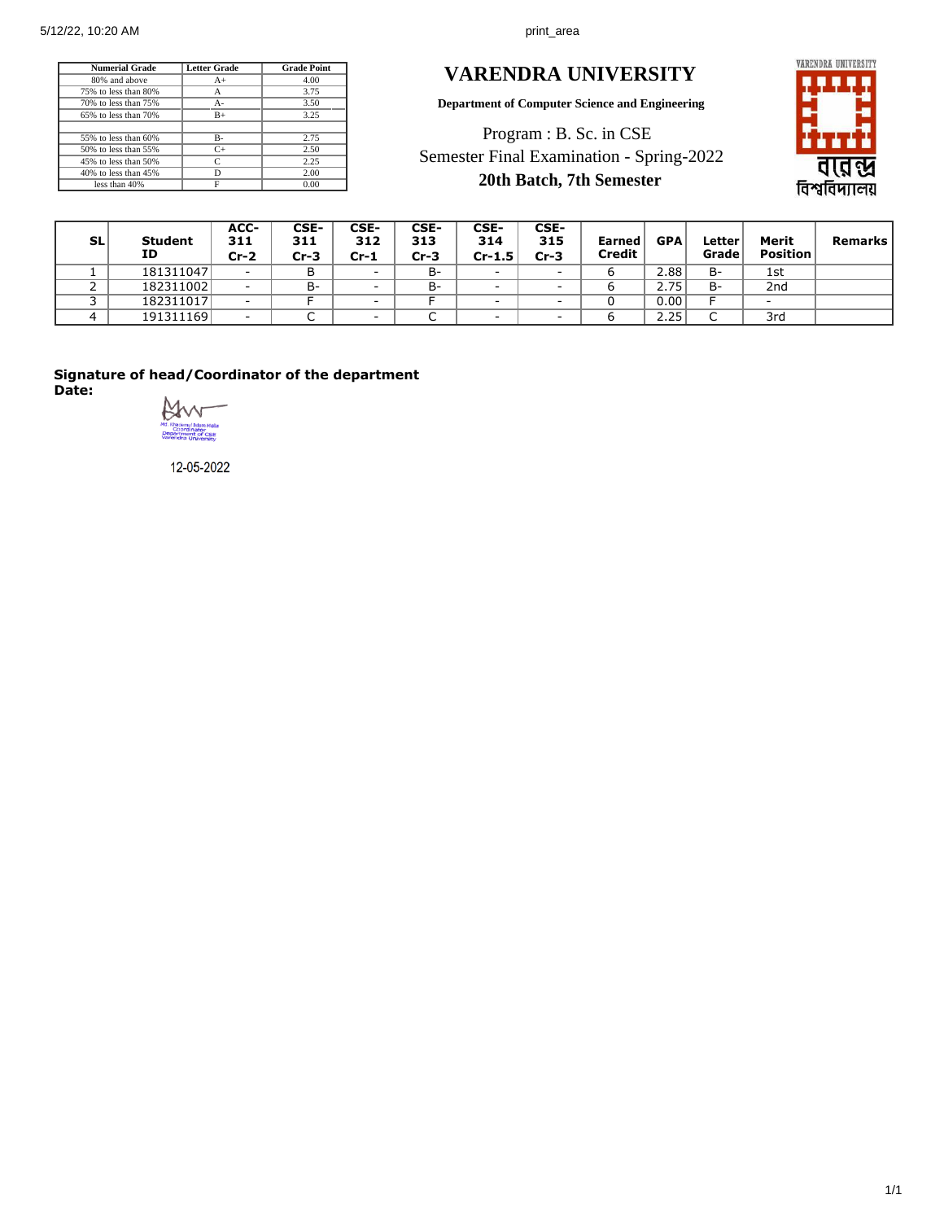| Numerial Grade | Letter Grade | Grade Point |
|---|---|---|
| 80% and above | A+ | 4.00 |
| 75% to less than 80% | A | 3.75 |
| 70% to less than 75% | A- | 3.50 |
| 65% to less than 70% | B+ | 3.25 |
| | | |
| 55% to less than 60% | B- | 2.75 |
| 50% to less than 55% | C+ | 2.50 |
| 45% to less than 50% | C | 2.25 |
| 40% to less than 45% | D | 2.00 |
| less than 40% | F | 0.00 |

# VARENDRA UNIVERSITY

**Department of Computer Science and Engineering**

Program : B. Sc. in CSE

Semester Final Examination - Spring-2022

**20th Batch, 7th Semester**

VARENDRA UNIVERSITY

বারেন্দ্র বিশ্ববিদ্যালয়

| SL | Student ID | ACC-311 Cr-2 | CSE-311 Cr-3 | CSE-312 Cr-1 | CSE-313 Cr-3 | CSE-314 Cr-1.5 | CSE-315 Cr-3 | Earned Credit | GPA | Letter Grade | Merit Position | Remarks |
|---|---|---|---|---|---|---|---|---|---|---|---|---|
| 1 | 181311047 | - | B | - | B- | - | - | 6 | 2.88 | B- | 1st | |
| 2 | 182311002 | - | B- | - | B- | - | - | 6 | 2.75 | B- | 2nd | |
| 3 | 182311017 | - | F | - | F | - | - | 0 | 0.00 | F | - | |
| 4 | 191311169 | - | C | - | C | - | - | 6 | 2.25 | C | 3rd | |

**Signature of head/Coordinator of the department**

**Date:**

Md. Khademul Islam Molla
Coordinator
Department of CSE
Varendra University

12-05-2022